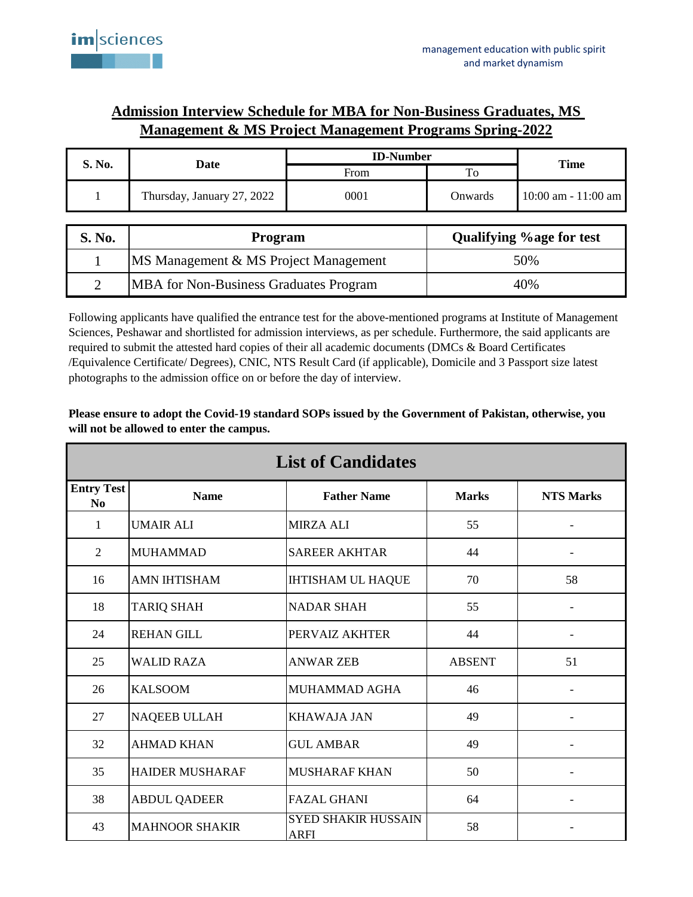im|sciences

management education with public spirit and market dynamism

## Admission Interview Schedule for MBA for Non-Business Graduates, MS Management & MS Project Management Programs Spring-2022

| S. No. | Date | ID-Number | | Time |
|---|---|---|---|---|
| | | From | To | |
| 1 | Thursday, January 27, 2022 | 0001 | Onwards | 10:00 am - 11:00 am |

| S. No. | Program | Qualifying %age for test |
|---|---|---|
| 1 | MS Management & MS Project Management | 50% |
| 2 | MBA for Non-Business Graduates Program | 40% |

Following applicants have qualified the entrance test for the above-mentioned programs at Institute of Management Sciences, Peshawar and shortlisted for admission interviews, as per schedule. Furthermore, the said applicants are required to submit the attested hard copies of their all academic documents (DMCs & Board Certificates /Equivalence Certificate/ Degrees), CNIC, NTS Result Card (if applicable), Domicile and 3 Passport size latest photographs to the admission office on or before the day of interview.

**Please ensure to adopt the Covid-19 standard SOPs issued by the Government of Pakistan, otherwise, you will not be allowed to enter the campus.**

### List of Candidates

| Entry Test No | Name | Father Name | Marks | NTS Marks |
|---|---|---|---|---|
| 1 | UMAIR ALI | MIRZA ALI | 55 | - |
| 2 | MUHAMMAD | SAREER AKHTAR | 44 | - |
| 16 | AMN IHTISHAM | IHTISHAM UL HAQUE | 70 | 58 |
| 18 | TARIQ SHAH | NADAR SHAH | 55 | - |
| 24 | REHAN GILL | PERVAIZ AKHTER | 44 | - |
| 25 | WALID RAZA | ANWAR ZEB | ABSENT | 51 |
| 26 | KALSOOM | MUHAMMAD AGHA | 46 | - |
| 27 | NAQEEB ULLAH | KHAWAJA JAN | 49 | - |
| 32 | AHMAD KHAN | GUL AMBAR | 49 | - |
| 35 | HAIDER MUSHARAF | MUSHARAF KHAN | 50 | - |
| 38 | ABDUL QADEER | FAZAL GHANI | 64 | - |
| 43 | MAHNOOR SHAKIR | SYED SHAKIR HUSSAIN ARFI | 58 | - |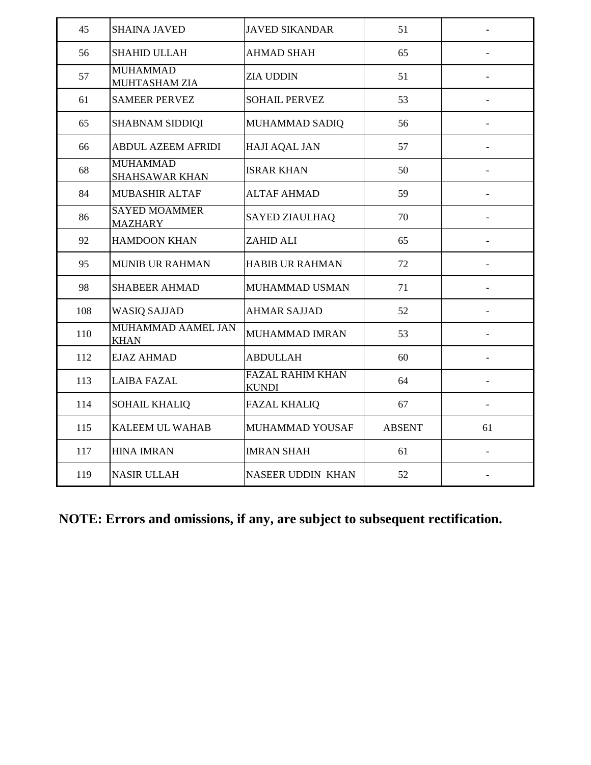| | | | | |
|---|---|---|---|---|
| 45 | SHAINA JAVED | JAVED SIKANDAR | 51 | - |
| 56 | SHAHID ULLAH | AHMAD SHAH | 65 | - |
| 57 | MUHAMMAD MUHTASHAM ZIA | ZIA UDDIN | 51 | - |
| 61 | SAMEER PERVEZ | SOHAIL PERVEZ | 53 | - |
| 65 | SHABNAM SIDDIQI | MUHAMMAD SADIQ | 56 | - |
| 66 | ABDUL AZEEM AFRIDI | HAJI AQAL JAN | 57 | - |
| 68 | MUHAMMAD SHAHSAWAR KHAN | ISRAR KHAN | 50 | - |
| 84 | MUBASHIR ALTAF | ALTAF AHMAD | 59 | - |
| 86 | SAYED MOAMMER MAZHARY | SAYED ZIAULHAQ | 70 | - |
| 92 | HAMDOON KHAN | ZAHID ALI | 65 | - |
| 95 | MUNIB UR RAHMAN | HABIB UR RAHMAN | 72 | - |
| 98 | SHABEER AHMAD | MUHAMMAD USMAN | 71 | - |
| 108 | WASIQ SAJJAD | AHMAR SAJJAD | 52 | - |
| 110 | MUHAMMAD AAMEL JAN KHAN | MUHAMMAD IMRAN | 53 | - |
| 112 | EJAZ AHMAD | ABDULLAH | 60 | - |
| 113 | LAIBA FAZAL | FAZAL RAHIM KHAN KUNDI | 64 | - |
| 114 | SOHAIL KHALIQ | FAZAL KHALIQ | 67 | - |
| 115 | KALEEM UL WAHAB | MUHAMMAD YOUSAF | ABSENT | 61 |
| 117 | HINA IMRAN | IMRAN SHAH | 61 | - |
| 119 | NASIR ULLAH | NASEER UDDIN KHAN | 52 | - |

**NOTE: Errors and omissions, if any, are subject to subsequent rectification.**